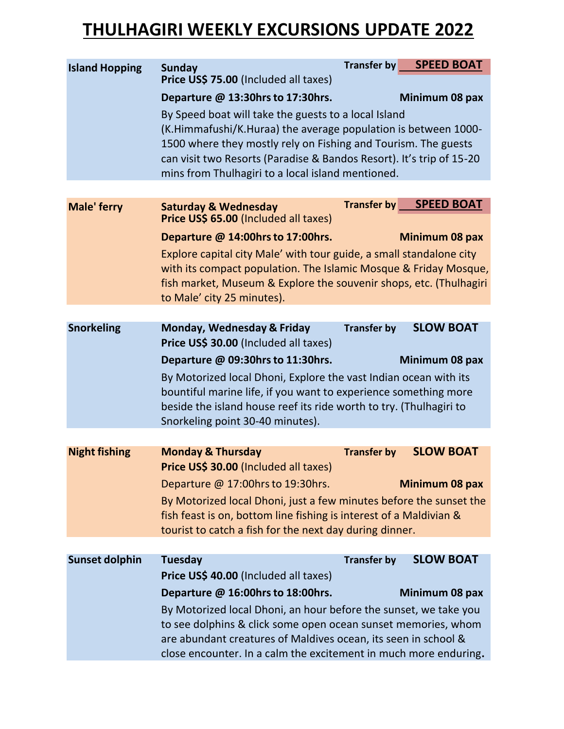# THULHAGIRI WEEKLY EXCURSIONS UPDATE 2022

## Island Hopping

**Sunday** — Transfer by **SPEED BOAT**

**Price US$ 75.00** (Included all taxes)

**Departure @ 13:30hrs to 17:30hrs.** — **Minimum 08 pax**

By Speed boat will take the guests to a local Island (K.Himmafushi/K.Huraa) the average population is between 1000-1500 where they mostly rely on Fishing and Tourism. The guests can visit two Resorts (Paradise & Bandos Resort). It's trip of 15-20 mins from Thulhagiri to a local island mentioned.

## Male' ferry

**Saturday & Wednesday** — Transfer by **SPEED BOAT**

**Price US$ 65.00** (Included all taxes)

**Departure @ 14:00hrs to 17:00hrs.** — **Minimum 08 pax**

Explore capital city Male' with tour guide, a small standalone city with its compact population. The Islamic Mosque & Friday Mosque, fish market, Museum & Explore the souvenir shops, etc. (Thulhagiri to Male' city 25 minutes).

## Snorkeling

**Monday, Wednesday & Friday** — Transfer by **SLOW BOAT**

**Price US$ 30.00** (Included all taxes)

**Departure @ 09:30hrs to 11:30hrs.** — **Minimum 08 pax**

By Motorized local Dhoni, Explore the vast Indian ocean with its bountiful marine life, if you want to experience something more beside the island house reef its ride worth to try. (Thulhagiri to Snorkeling point 30-40 minutes).

## Night fishing

**Monday & Thursday** — Transfer by **SLOW BOAT**

**Price US$ 30.00** (Included all taxes)

Departure @ 17:00hrs to 19:30hrs. — **Minimum 08 pax**

By Motorized local Dhoni, just a few minutes before the sunset the fish feast is on, bottom line fishing is interest of a Maldivian & tourist to catch a fish for the next day during dinner.

## Sunset dolphin

**Tuesday** — Transfer by **SLOW BOAT**

**Price US$ 40.00** (Included all taxes)

**Departure @ 16:00hrs to 18:00hrs.** — **Minimum 08 pax**

By Motorized local Dhoni, an hour before the sunset, we take you to see dolphins & click some open ocean sunset memories, whom are abundant creatures of Maldives ocean, its seen in school & close encounter. In a calm the excitement in much more enduring**.**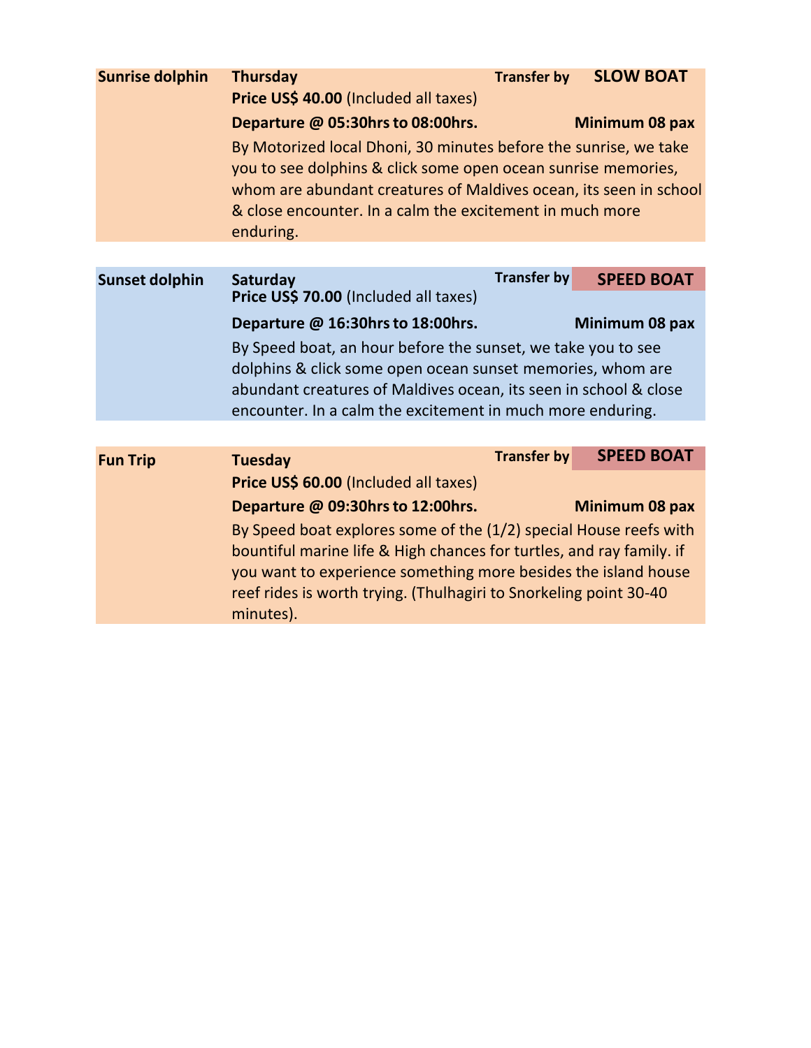**Sunrise dolphin** **Thursday** **Transfer by** **SLOW BOAT**

**Price US$ 40.00** (Included all taxes)

**Departure @ 05:30hrs to 08:00hrs.** **Minimum 08 pax**

By Motorized local Dhoni, 30 minutes before the sunrise, we take you to see dolphins & click some open ocean sunrise memories, whom are abundant creatures of Maldives ocean, its seen in school & close encounter. In a calm the excitement in much more enduring.

**Sunset dolphin** **Saturday** **Transfer by** **SPEED BOAT**

**Price US$ 70.00** (Included all taxes)

**Departure @ 16:30hrs to 18:00hrs.** **Minimum 08 pax**

By Speed boat, an hour before the sunset, we take you to see dolphins & click some open ocean sunset memories, whom are abundant creatures of Maldives ocean, its seen in school & close encounter. In a calm the excitement in much more enduring.

**Fun Trip** **Tuesday** **Transfer by** **SPEED BOAT**

**Price US$ 60.00** (Included all taxes)

**Departure @ 09:30hrs to 12:00hrs.** **Minimum 08 pax**

By Speed boat explores some of the (1/2) special House reefs with bountiful marine life & High chances for turtles, and ray family. if you want to experience something more besides the island house reef rides is worth trying. (Thulhagiri to Snorkeling point 30-40 minutes).